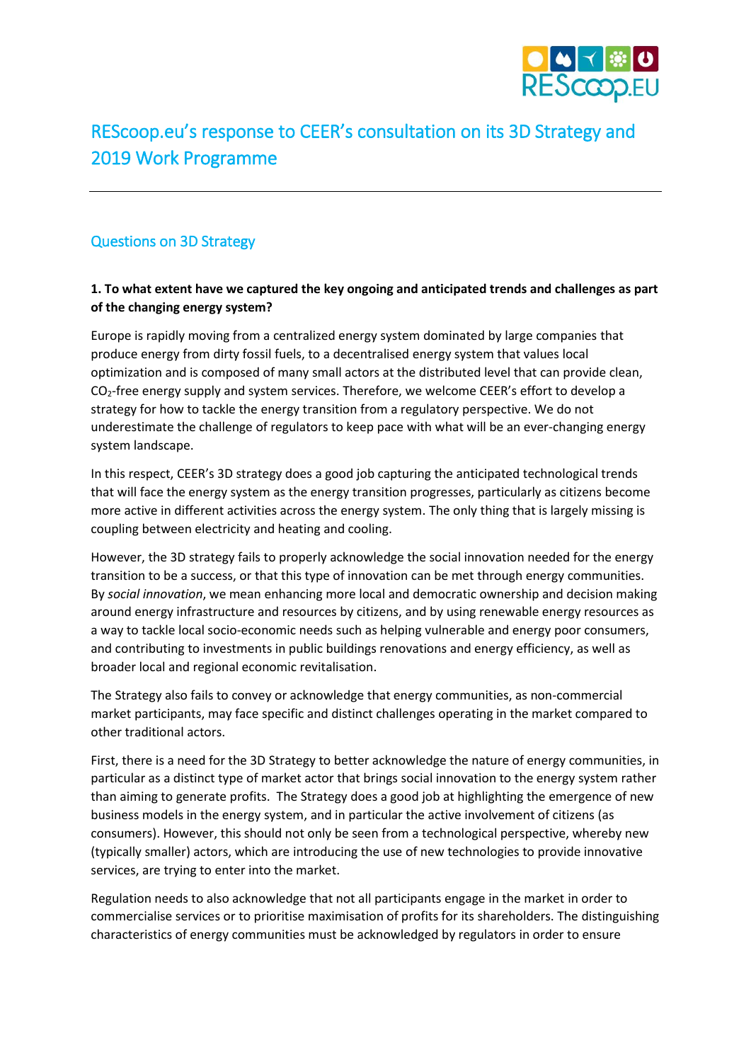# REScoop.eu's response to CEER's consultation on its 3D Strategy and 2019 Work Programme

## Questions on 3D Strategy

**1. To what extent have we captured the key ongoing and anticipated trends and challenges as part of the changing energy system?**

Europe is rapidly moving from a centralized energy system dominated by large companies that produce energy from dirty fossil fuels, to a decentralised energy system that values local optimization and is composed of many small actors at the distributed level that can provide clean, $CO_2$-free energy supply and system services. Therefore, we welcome CEER's effort to develop a strategy for how to tackle the energy transition from a regulatory perspective. We do not underestimate the challenge of regulators to keep pace with what will be an ever-changing energy system landscape.

In this respect, CEER's 3D strategy does a good job capturing the anticipated technological trends that will face the energy system as the energy transition progresses, particularly as citizens become more active in different activities across the energy system. The only thing that is largely missing is coupling between electricity and heating and cooling.

However, the 3D strategy fails to properly acknowledge the social innovation needed for the energy transition to be a success, or that this type of innovation can be met through energy communities. By *social innovation*, we mean enhancing more local and democratic ownership and decision making around energy infrastructure and resources by citizens, and by using renewable energy resources as a way to tackle local socio-economic needs such as helping vulnerable and energy poor consumers, and contributing to investments in public buildings renovations and energy efficiency, as well as broader local and regional economic revitalisation.

The Strategy also fails to convey or acknowledge that energy communities, as non-commercial market participants, may face specific and distinct challenges operating in the market compared to other traditional actors.

First, there is a need for the 3D Strategy to better acknowledge the nature of energy communities, in particular as a distinct type of market actor that brings social innovation to the energy system rather than aiming to generate profits. The Strategy does a good job at highlighting the emergence of new business models in the energy system, and in particular the active involvement of citizens (as consumers). However, this should not only be seen from a technological perspective, whereby new (typically smaller) actors, which are introducing the use of new technologies to provide innovative services, are trying to enter into the market.

Regulation needs to also acknowledge that not all participants engage in the market in order to commercialise services or to prioritise maximisation of profits for its shareholders. The distinguishing characteristics of energy communities must be acknowledged by regulators in order to ensure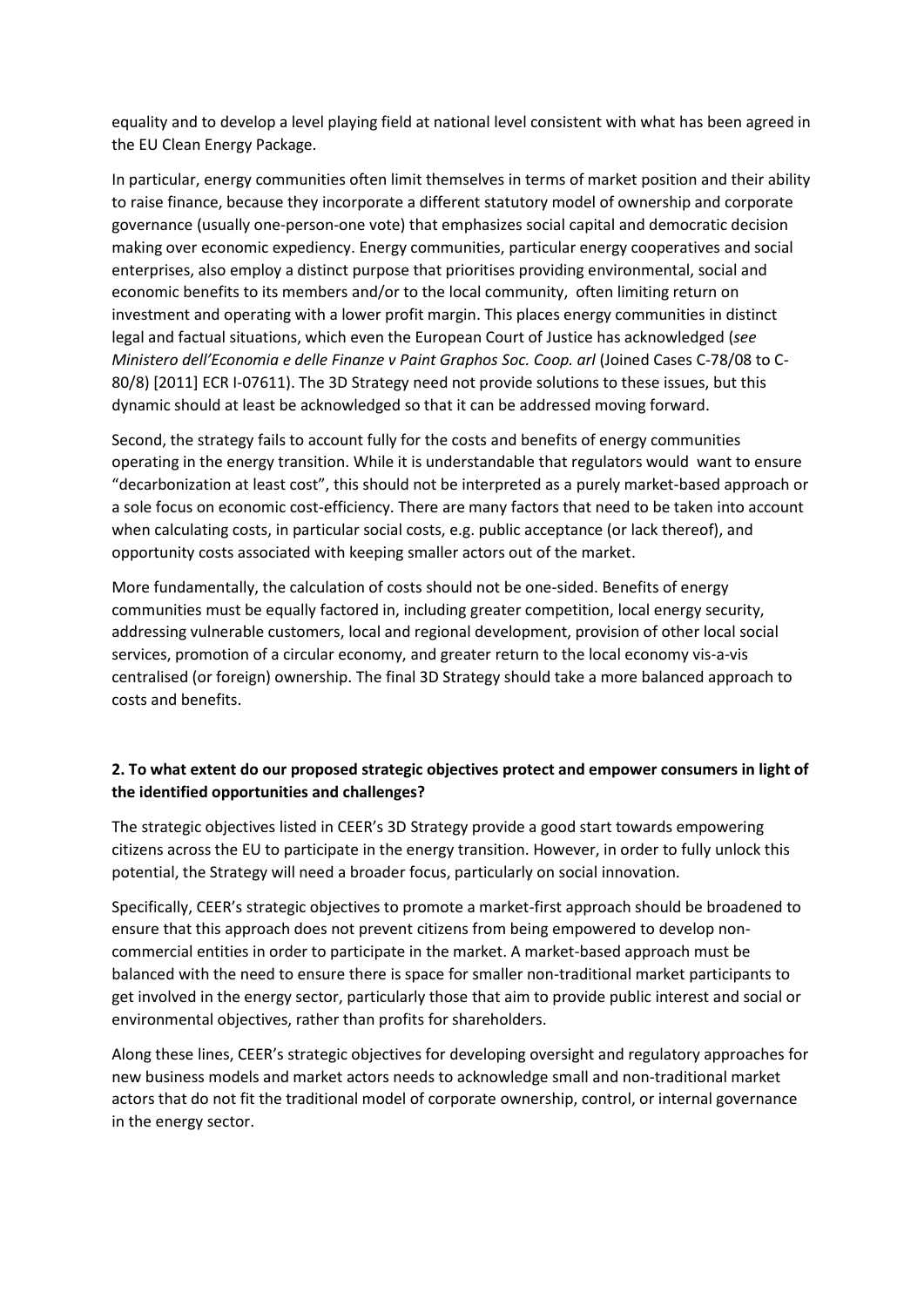equality and to develop a level playing field at national level consistent with what has been agreed in the EU Clean Energy Package.

In particular, energy communities often limit themselves in terms of market position and their ability to raise finance, because they incorporate a different statutory model of ownership and corporate governance (usually one-person-one vote) that emphasizes social capital and democratic decision making over economic expediency. Energy communities, particular energy cooperatives and social enterprises, also employ a distinct purpose that prioritises providing environmental, social and economic benefits to its members and/or to the local community, often limiting return on investment and operating with a lower profit margin. This places energy communities in distinct legal and factual situations, which even the European Court of Justice has acknowledged (*see Ministero dell'Economia e delle Finanze v Paint Graphos Soc. Coop. arl* (Joined Cases C-78/08 to C-80/8) [2011] ECR I-07611). The 3D Strategy need not provide solutions to these issues, but this dynamic should at least be acknowledged so that it can be addressed moving forward.

Second, the strategy fails to account fully for the costs and benefits of energy communities operating in the energy transition. While it is understandable that regulators would want to ensure "decarbonization at least cost", this should not be interpreted as a purely market-based approach or a sole focus on economic cost-efficiency. There are many factors that need to be taken into account when calculating costs, in particular social costs, e.g. public acceptance (or lack thereof), and opportunity costs associated with keeping smaller actors out of the market.

More fundamentally, the calculation of costs should not be one-sided. Benefits of energy communities must be equally factored in, including greater competition, local energy security, addressing vulnerable customers, local and regional development, provision of other local social services, promotion of a circular economy, and greater return to the local economy vis-a-vis centralised (or foreign) ownership. The final 3D Strategy should take a more balanced approach to costs and benefits.

**2. To what extent do our proposed strategic objectives protect and empower consumers in light of the identified opportunities and challenges?**

The strategic objectives listed in CEER's 3D Strategy provide a good start towards empowering citizens across the EU to participate in the energy transition. However, in order to fully unlock this potential, the Strategy will need a broader focus, particularly on social innovation.

Specifically, CEER's strategic objectives to promote a market-first approach should be broadened to ensure that this approach does not prevent citizens from being empowered to develop non-commercial entities in order to participate in the market. A market-based approach must be balanced with the need to ensure there is space for smaller non-traditional market participants to get involved in the energy sector, particularly those that aim to provide public interest and social or environmental objectives, rather than profits for shareholders.

Along these lines, CEER's strategic objectives for developing oversight and regulatory approaches for new business models and market actors needs to acknowledge small and non-traditional market actors that do not fit the traditional model of corporate ownership, control, or internal governance in the energy sector.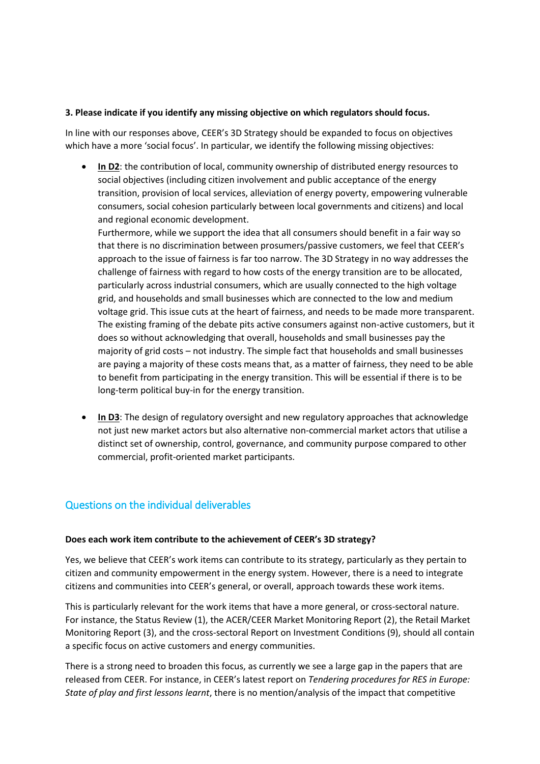**3. Please indicate if you identify any missing objective on which regulators should focus.**

In line with our responses above, CEER's 3D Strategy should be expanded to focus on objectives which have a more 'social focus'. In particular, we identify the following missing objectives:

- **In D2**: the contribution of local, community ownership of distributed energy resources to social objectives (including citizen involvement and public acceptance of the energy transition, provision of local services, alleviation of energy poverty, empowering vulnerable consumers, social cohesion particularly between local governments and citizens) and local and regional economic development.
  Furthermore, while we support the idea that all consumers should benefit in a fair way so that there is no discrimination between prosumers/passive customers, we feel that CEER's approach to the issue of fairness is far too narrow. The 3D Strategy in no way addresses the challenge of fairness with regard to how costs of the energy transition are to be allocated, particularly across industrial consumers, which are usually connected to the high voltage grid, and households and small businesses which are connected to the low and medium voltage grid. This issue cuts at the heart of fairness, and needs to be made more transparent. The existing framing of the debate pits active consumers against non-active customers, but it does so without acknowledging that overall, households and small businesses pay the majority of grid costs – not industry. The simple fact that households and small businesses are paying a majority of these costs means that, as a matter of fairness, they need to be able to benefit from participating in the energy transition. This will be essential if there is to be long-term political buy-in for the energy transition.

- **In D3**: The design of regulatory oversight and new regulatory approaches that acknowledge not just new market actors but also alternative non-commercial market actors that utilise a distinct set of ownership, control, governance, and community purpose compared to other commercial, profit-oriented market participants.

## Questions on the individual deliverables

**Does each work item contribute to the achievement of CEER's 3D strategy?**

Yes, we believe that CEER's work items can contribute to its strategy, particularly as they pertain to citizen and community empowerment in the energy system. However, there is a need to integrate citizens and communities into CEER's general, or overall, approach towards these work items.

This is particularly relevant for the work items that have a more general, or cross-sectoral nature. For instance, the Status Review (1), the ACER/CEER Market Monitoring Report (2), the Retail Market Monitoring Report (3), and the cross-sectoral Report on Investment Conditions (9), should all contain a specific focus on active customers and energy communities.

There is a strong need to broaden this focus, as currently we see a large gap in the papers that are released from CEER. For instance, in CEER's latest report on *Tendering procedures for RES in Europe: State of play and first lessons learnt*, there is no mention/analysis of the impact that competitive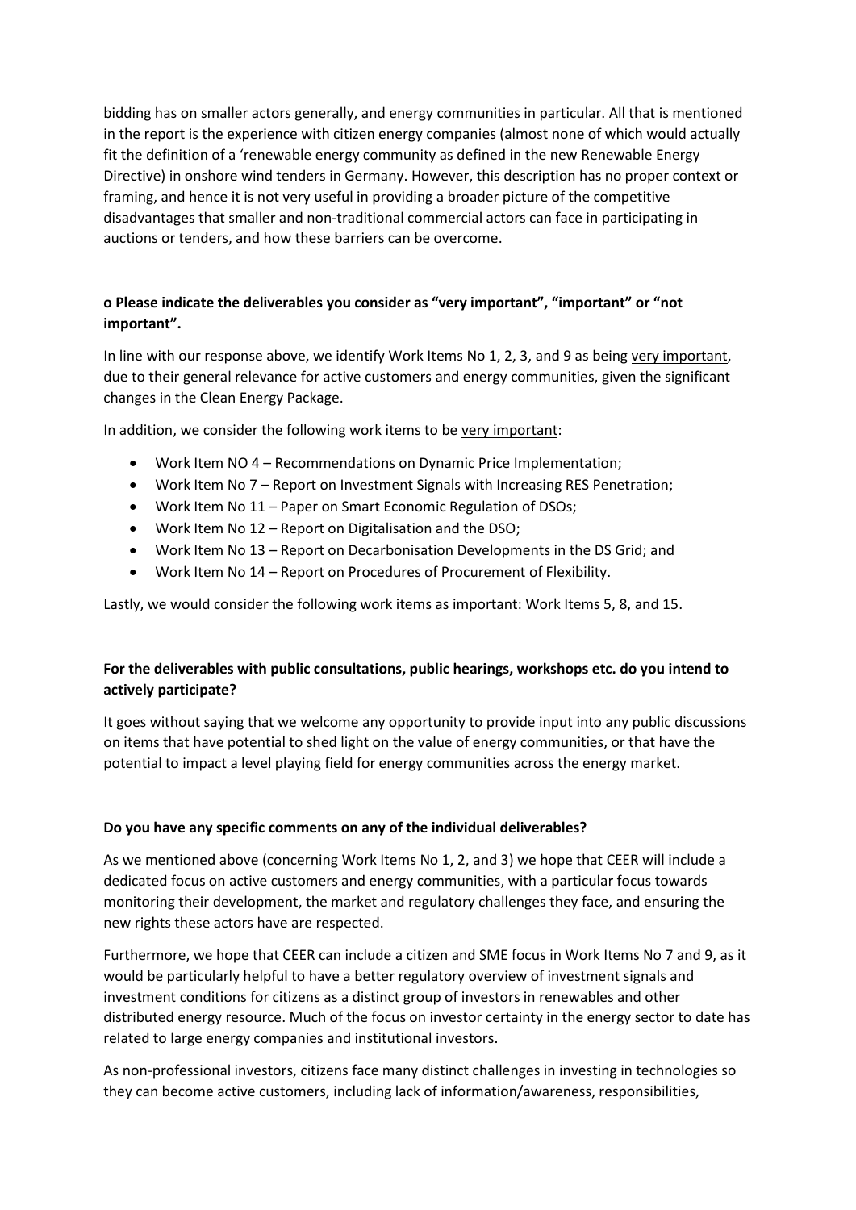bidding has on smaller actors generally, and energy communities in particular. All that is mentioned in the report is the experience with citizen energy companies (almost none of which would actually fit the definition of a 'renewable energy community as defined in the new Renewable Energy Directive) in onshore wind tenders in Germany. However, this description has no proper context or framing, and hence it is not very useful in providing a broader picture of the competitive disadvantages that smaller and non-traditional commercial actors can face in participating in auctions or tenders, and how these barriers can be overcome.

**o Please indicate the deliverables you consider as "very important", "important" or "not important".**

In line with our response above, we identify Work Items No 1, 2, 3, and 9 as being <u>very important</u>, due to their general relevance for active customers and energy communities, given the significant changes in the Clean Energy Package.

In addition, we consider the following work items to be <u>very important</u>:

- Work Item NO 4 – Recommendations on Dynamic Price Implementation;
- Work Item No 7 – Report on Investment Signals with Increasing RES Penetration;
- Work Item No 11 – Paper on Smart Economic Regulation of DSOs;
- Work Item No 12 – Report on Digitalisation and the DSO;
- Work Item No 13 – Report on Decarbonisation Developments in the DS Grid; and
- Work Item No 14 – Report on Procedures of Procurement of Flexibility.

Lastly, we would consider the following work items as <u>important</u>: Work Items 5, 8, and 15.

**For the deliverables with public consultations, public hearings, workshops etc. do you intend to actively participate?**

It goes without saying that we welcome any opportunity to provide input into any public discussions on items that have potential to shed light on the value of energy communities, or that have the potential to impact a level playing field for energy communities across the energy market.

**Do you have any specific comments on any of the individual deliverables?**

As we mentioned above (concerning Work Items No 1, 2, and 3) we hope that CEER will include a dedicated focus on active customers and energy communities, with a particular focus towards monitoring their development, the market and regulatory challenges they face, and ensuring the new rights these actors have are respected.

Furthermore, we hope that CEER can include a citizen and SME focus in Work Items No 7 and 9, as it would be particularly helpful to have a better regulatory overview of investment signals and investment conditions for citizens as a distinct group of investors in renewables and other distributed energy resource. Much of the focus on investor certainty in the energy sector to date has related to large energy companies and institutional investors.

As non-professional investors, citizens face many distinct challenges in investing in technologies so they can become active customers, including lack of information/awareness, responsibilities,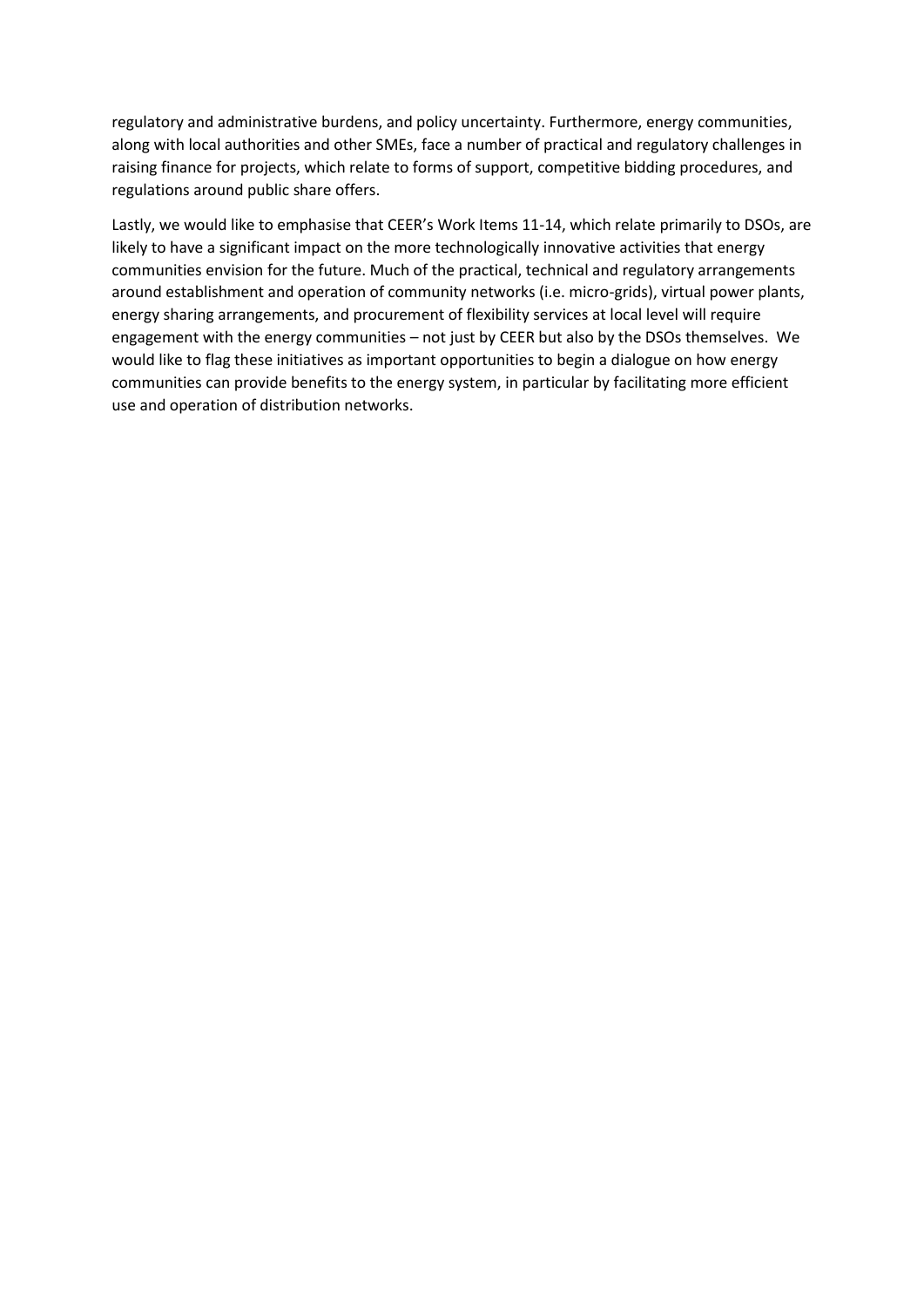regulatory and administrative burdens, and policy uncertainty. Furthermore, energy communities, along with local authorities and other SMEs, face a number of practical and regulatory challenges in raising finance for projects, which relate to forms of support, competitive bidding procedures, and regulations around public share offers.

Lastly, we would like to emphasise that CEER's Work Items 11-14, which relate primarily to DSOs, are likely to have a significant impact on the more technologically innovative activities that energy communities envision for the future. Much of the practical, technical and regulatory arrangements around establishment and operation of community networks (i.e. micro-grids), virtual power plants, energy sharing arrangements, and procurement of flexibility services at local level will require engagement with the energy communities – not just by CEER but also by the DSOs themselves. We would like to flag these initiatives as important opportunities to begin a dialogue on how energy communities can provide benefits to the energy system, in particular by facilitating more efficient use and operation of distribution networks.